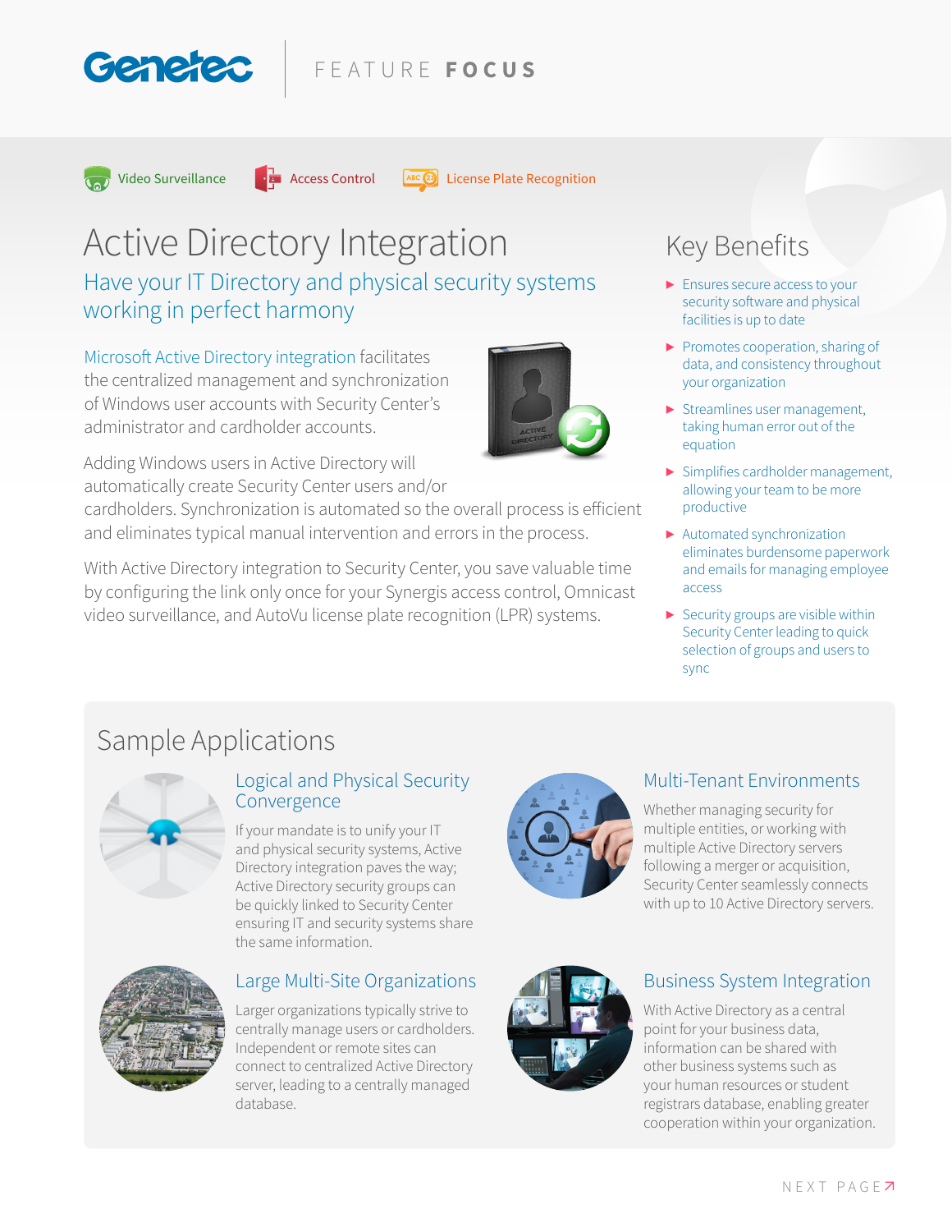Genetec | FEATURE **FOCUS**

Video Surveillance · Access Control · License Plate Recognition

# Active Directory Integration

## Have your IT Directory and physical security systems working in perfect harmony

Microsoft Active Directory integration facilitates the centralized management and synchronization of Windows user accounts with Security Center's administrator and cardholder accounts.

Adding Windows users in Active Directory will automatically create Security Center users and/or cardholders. Synchronization is automated so the overall process is efficient and eliminates typical manual intervention and errors in the process.

With Active Directory integration to Security Center, you save valuable time by configuring the link only once for your Synergis access control, Omnicast video surveillance, and AutoVu license plate recognition (LPR) systems.

## Key Benefits

- Ensures secure access to your security software and physical facilities is up to date
- Promotes cooperation, sharing of data, and consistency throughout your organization
- Streamlines user management, taking human error out of the equation
- Simplifies cardholder management, allowing your team to be more productive
- Automated synchronization eliminates burdensome paperwork and emails for managing employee access
- Security groups are visible within Security Center leading to quick selection of groups and users to sync

## Sample Applications

### Logical and Physical Security Convergence

If your mandate is to unify your IT and physical security systems, Active Directory integration paves the way; Active Directory security groups can be quickly linked to Security Center ensuring IT and security systems share the same information.

### Multi-Tenant Environments

Whether managing security for multiple entities, or working with multiple Active Directory servers following a merger or acquisition, Security Center seamlessly connects with up to 10 Active Directory servers.

### Large Multi-Site Organizations

Larger organizations typically strive to centrally manage users or cardholders. Independent or remote sites can connect to centralized Active Directory server, leading to a centrally managed database.

### Business System Integration

With Active Directory as a central point for your business data, information can be shared with other business systems such as your human resources or student registrars database, enabling greater cooperation within your organization.

NEXT PAGE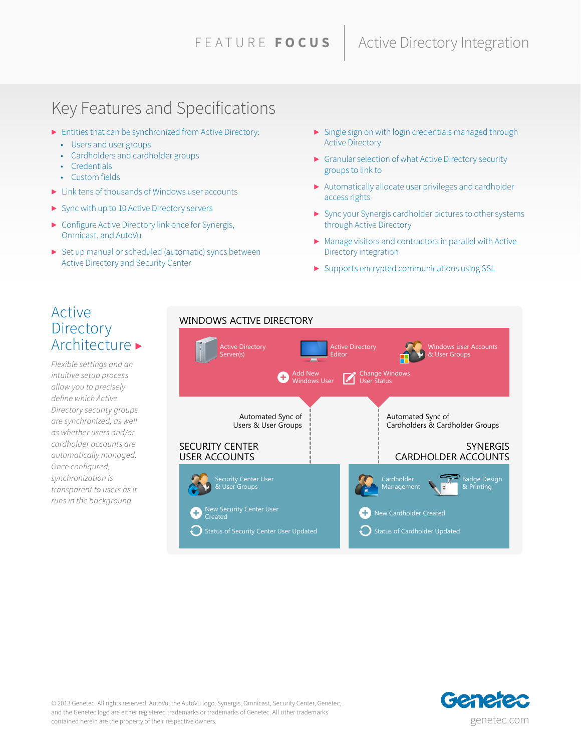FEATURE **FOCUS** | Active Directory Integration

## Key Features and Specifications

- Entities that can be synchronized from Active Directory:
  - Users and user groups
  - Cardholders and cardholder groups
  - Credentials
  - Custom fields
- Link tens of thousands of Windows user accounts
- Sync with up to 10 Active Directory servers
- Configure Active Directory link once for Synergis, Omnicast, and AutoVu
- Set up manual or scheduled (automatic) syncs between Active Directory and Security Center
- Single sign on with login credentials managed through Active Directory
- Granular selection of what Active Directory security groups to link to
- Automatically allocate user privileges and cardholder access rights
- Sync your Synergis cardholder pictures to other systems through Active Directory
- Manage visitors and contractors in parallel with Active Directory integration
- Supports encrypted communications using SSL

## Active Directory Architecture

*Flexible settings and an intuitive setup process allow you to precisely define which Active Directory security groups are synchronized, as well as whether users and/or cardholder accounts are automatically managed. Once configured, synchronization is transparent to users as it runs in the background.*

WINDOWS ACTIVE DIRECTORY

Active Directory Server(s)

Active Directory Editor

Windows User Accounts & User Groups

Add New Windows User

Change Windows User Status

Automated Sync of Users & User Groups

Automated Sync of Cardholders & Cardholder Groups

SECURITY CENTER USER ACCOUNTS

Security Center User & User Groups

New Security Center User Created

Status of Security Center User Updated

SYNERGIS CARDHOLDER ACCOUNTS

Cardholder Management

Badge Design & Printing

New Cardholder Created

Status of Cardholder Updated

© 2013 Genetec. All rights reserved. AutoVu, the AutoVu logo, Synergis, Omnicast, Security Center, Genetec, and the Genetec logo are either registered trademarks or trademarks of Genetec. All other trademarks contained herein are the property of their respective owners.

Genetec

genetec.com